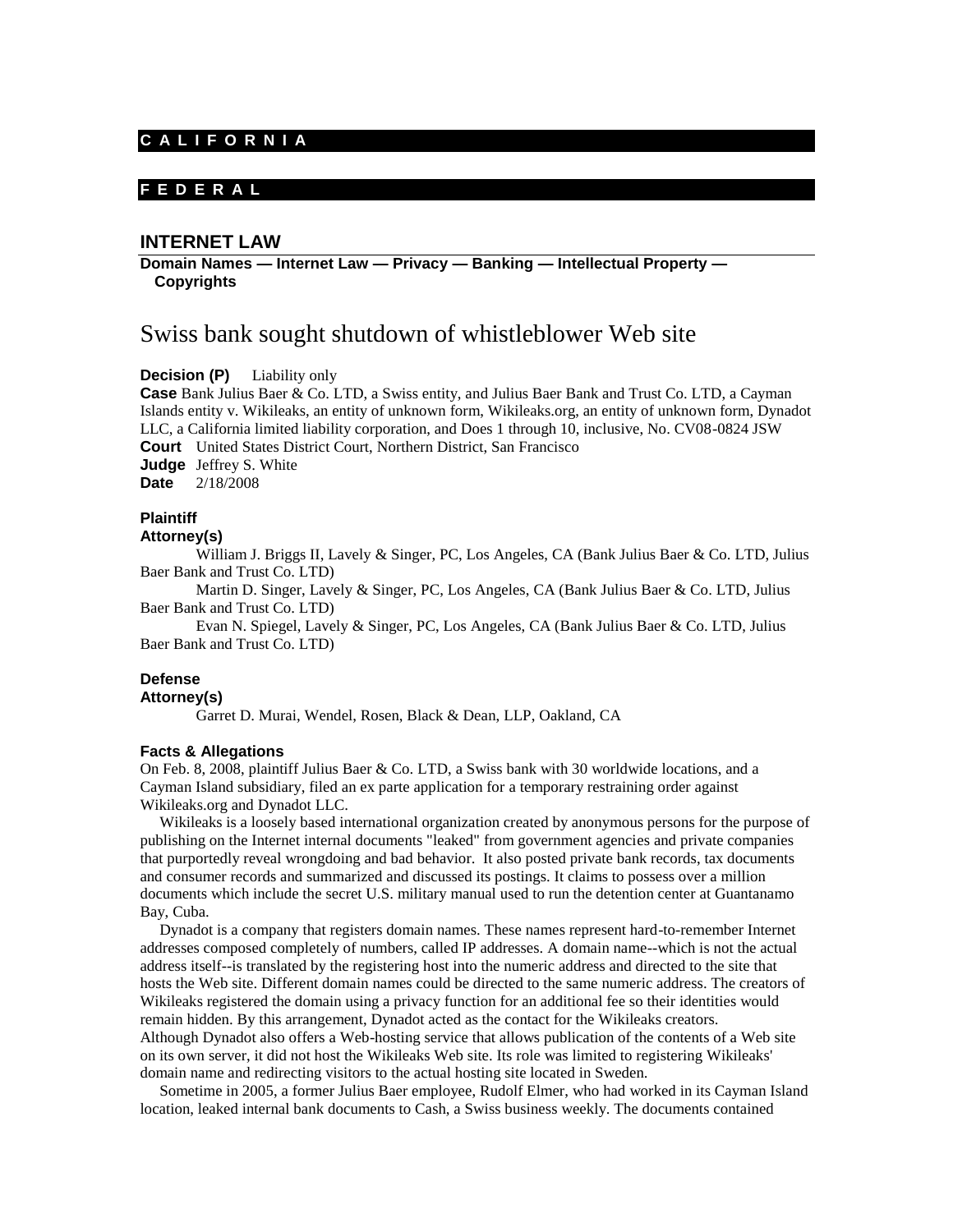**C A L I F O R N I A**

**F E D E R A L**

## INTERNET LAW

**Domain Names — Internet Law — Privacy — Banking — Intellectual Property — Copyrights**

# Swiss bank sought shutdown of whistleblower Web site

**Decision (P)** Liability only

**Case** Bank Julius Baer & Co. LTD, a Swiss entity, and Julius Baer Bank and Trust Co. LTD, a Cayman Islands entity v. Wikileaks, an entity of unknown form, Wikileaks.org, an entity of unknown form, Dynadot LLC, a California limited liability corporation, and Does 1 through 10, inclusive, No. CV08-0824 JSW

**Court** United States District Court, Northern District, San Francisco

**Judge** Jeffrey S. White

**Date** 2/18/2008

### Plaintiff Attorney(s)

William J. Briggs II, Lavely & Singer, PC, Los Angeles, CA (Bank Julius Baer & Co. LTD, Julius Baer Bank and Trust Co. LTD)

Martin D. Singer, Lavely & Singer, PC, Los Angeles, CA (Bank Julius Baer & Co. LTD, Julius Baer Bank and Trust Co. LTD)

Evan N. Spiegel, Lavely & Singer, PC, Los Angeles, CA (Bank Julius Baer & Co. LTD, Julius Baer Bank and Trust Co. LTD)

### Defense Attorney(s)

Garret D. Murai, Wendel, Rosen, Black & Dean, LLP, Oakland, CA

### Facts & Allegations

On Feb. 8, 2008, plaintiff Julius Baer & Co. LTD, a Swiss bank with 30 worldwide locations, and a Cayman Island subsidiary, filed an ex parte application for a temporary restraining order against Wikileaks.org and Dynadot LLC.

Wikileaks is a loosely based international organization created by anonymous persons for the purpose of publishing on the Internet internal documents "leaked" from government agencies and private companies that purportedly reveal wrongdoing and bad behavior. It also posted private bank records, tax documents and consumer records and summarized and discussed its postings. It claims to possess over a million documents which include the secret U.S. military manual used to run the detention center at Guantanamo Bay, Cuba.

Dynadot is a company that registers domain names. These names represent hard-to-remember Internet addresses composed completely of numbers, called IP addresses. A domain name--which is not the actual address itself--is translated by the registering host into the numeric address and directed to the site that hosts the Web site. Different domain names could be directed to the same numeric address. The creators of Wikileaks registered the domain using a privacy function for an additional fee so their identities would remain hidden. By this arrangement, Dynadot acted as the contact for the Wikileaks creators. Although Dynadot also offers a Web-hosting service that allows publication of the contents of a Web site on its own server, it did not host the Wikileaks Web site. Its role was limited to registering Wikileaks' domain name and redirecting visitors to the actual hosting site located in Sweden.

Sometime in 2005, a former Julius Baer employee, Rudolf Elmer, who had worked in its Cayman Island location, leaked internal bank documents to Cash, a Swiss business weekly. The documents contained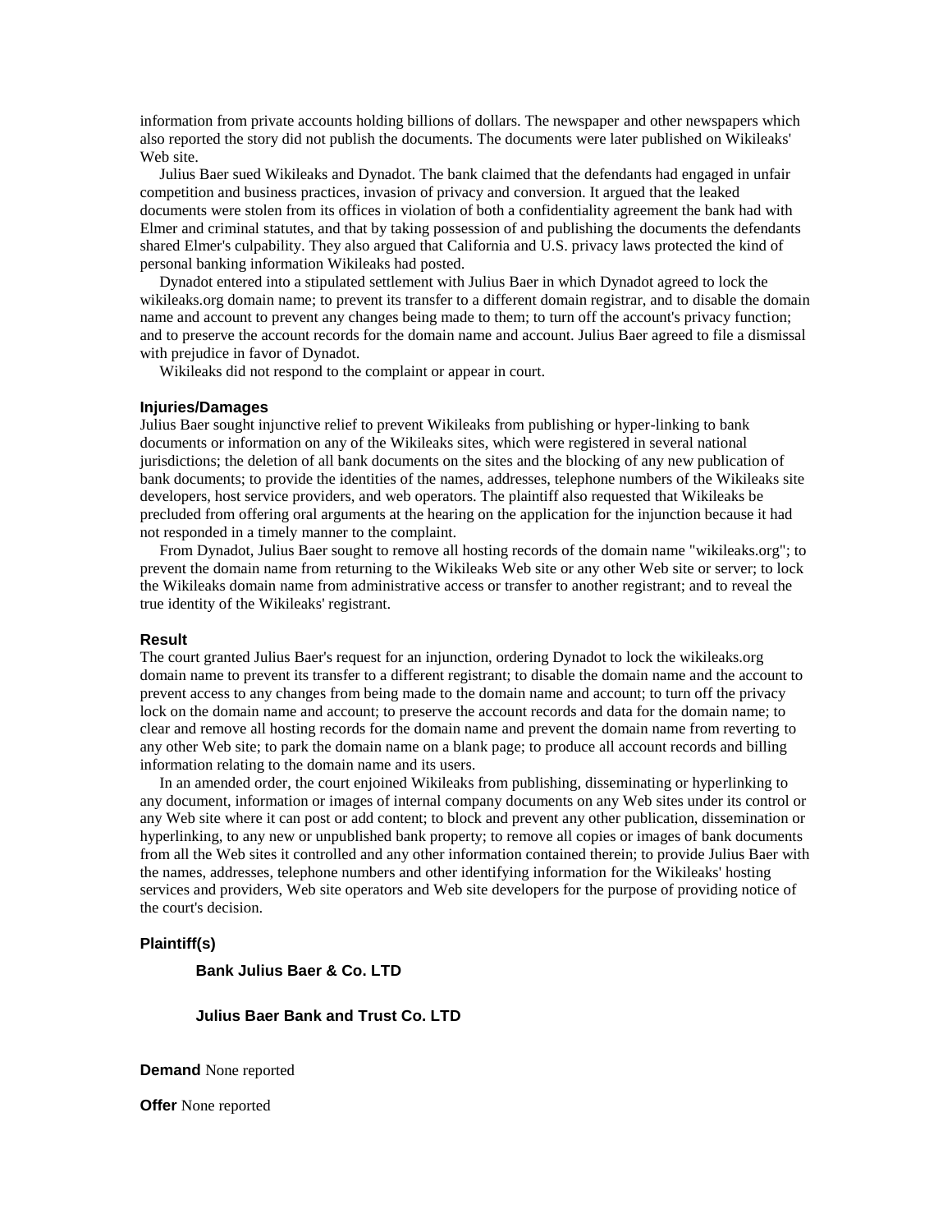information from private accounts holding billions of dollars. The newspaper and other newspapers which also reported the story did not publish the documents. The documents were later published on Wikileaks' Web site.

Julius Baer sued Wikileaks and Dynadot. The bank claimed that the defendants had engaged in unfair competition and business practices, invasion of privacy and conversion. It argued that the leaked documents were stolen from its offices in violation of both a confidentiality agreement the bank had with Elmer and criminal statutes, and that by taking possession of and publishing the documents the defendants shared Elmer's culpability. They also argued that California and U.S. privacy laws protected the kind of personal banking information Wikileaks had posted.

Dynadot entered into a stipulated settlement with Julius Baer in which Dynadot agreed to lock the wikileaks.org domain name; to prevent its transfer to a different domain registrar, and to disable the domain name and account to prevent any changes being made to them; to turn off the account's privacy function; and to preserve the account records for the domain name and account. Julius Baer agreed to file a dismissal with prejudice in favor of Dynadot.

Wikileaks did not respond to the complaint or appear in court.

### Injuries/Damages

Julius Baer sought injunctive relief to prevent Wikileaks from publishing or hyper-linking to bank documents or information on any of the Wikileaks sites, which were registered in several national jurisdictions; the deletion of all bank documents on the sites and the blocking of any new publication of bank documents; to provide the identities of the names, addresses, telephone numbers of the Wikileaks site developers, host service providers, and web operators. The plaintiff also requested that Wikileaks be precluded from offering oral arguments at the hearing on the application for the injunction because it had not responded in a timely manner to the complaint.

From Dynadot, Julius Baer sought to remove all hosting records of the domain name "wikileaks.org"; to prevent the domain name from returning to the Wikileaks Web site or any other Web site or server; to lock the Wikileaks domain name from administrative access or transfer to another registrant; and to reveal the true identity of the Wikileaks' registrant.

### Result

The court granted Julius Baer's request for an injunction, ordering Dynadot to lock the wikileaks.org domain name to prevent its transfer to a different registrant; to disable the domain name and the account to prevent access to any changes from being made to the domain name and account; to turn off the privacy lock on the domain name and account; to preserve the account records and data for the domain name; to clear and remove all hosting records for the domain name and prevent the domain name from reverting to any other Web site; to park the domain name on a blank page; to produce all account records and billing information relating to the domain name and its users.

In an amended order, the court enjoined Wikileaks from publishing, disseminating or hyperlinking to any document, information or images of internal company documents on any Web sites under its control or any Web site where it can post or add content; to block and prevent any other publication, dissemination or hyperlinking, to any new or unpublished bank property; to remove all copies or images of bank documents from all the Web sites it controlled and any other information contained therein; to provide Julius Baer with the names, addresses, telephone numbers and other identifying information for the Wikileaks' hosting services and providers, Web site operators and Web site developers for the purpose of providing notice of the court's decision.

### Plaintiff(s)

**Bank Julius Baer & Co. LTD**

**Julius Baer Bank and Trust Co. LTD**

**Demand** None reported

**Offer** None reported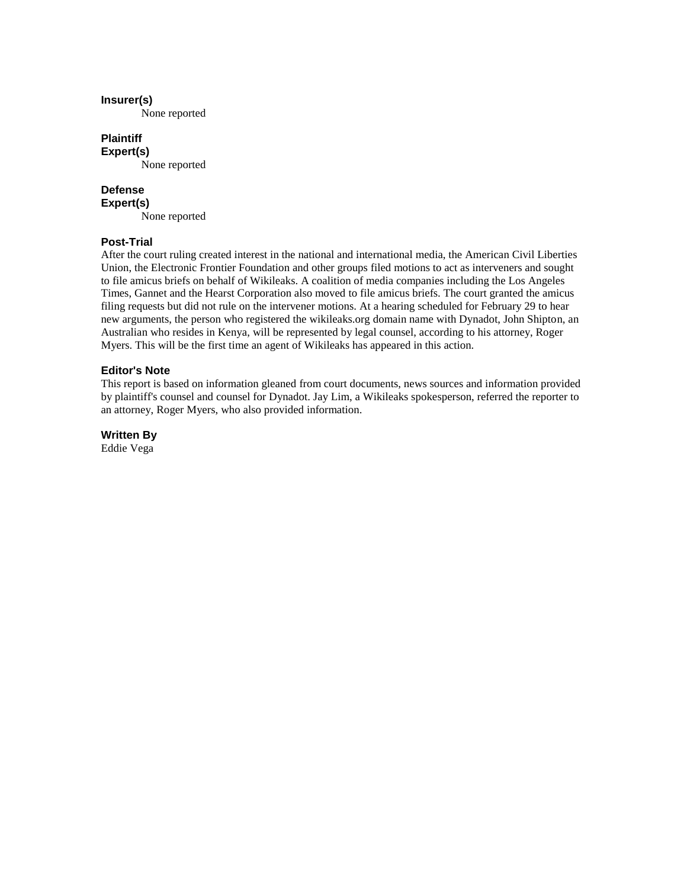**Insurer(s)**

None reported

**Plaintiff Expert(s)**

None reported

**Defense Expert(s)**

None reported

**Post-Trial**

After the court ruling created interest in the national and international media, the American Civil Liberties Union, the Electronic Frontier Foundation and other groups filed motions to act as interveners and sought to file amicus briefs on behalf of Wikileaks. A coalition of media companies including the Los Angeles Times, Gannet and the Hearst Corporation also moved to file amicus briefs. The court granted the amicus filing requests but did not rule on the intervener motions. At a hearing scheduled for February 29 to hear new arguments, the person who registered the wikileaks.org domain name with Dynadot, John Shipton, an Australian who resides in Kenya, will be represented by legal counsel, according to his attorney, Roger Myers. This will be the first time an agent of Wikileaks has appeared in this action.

**Editor's Note**

This report is based on information gleaned from court documents, news sources and information provided by plaintiff's counsel and counsel for Dynadot. Jay Lim, a Wikileaks spokesperson, referred the reporter to an attorney, Roger Myers, who also provided information.

**Written By**

Eddie Vega